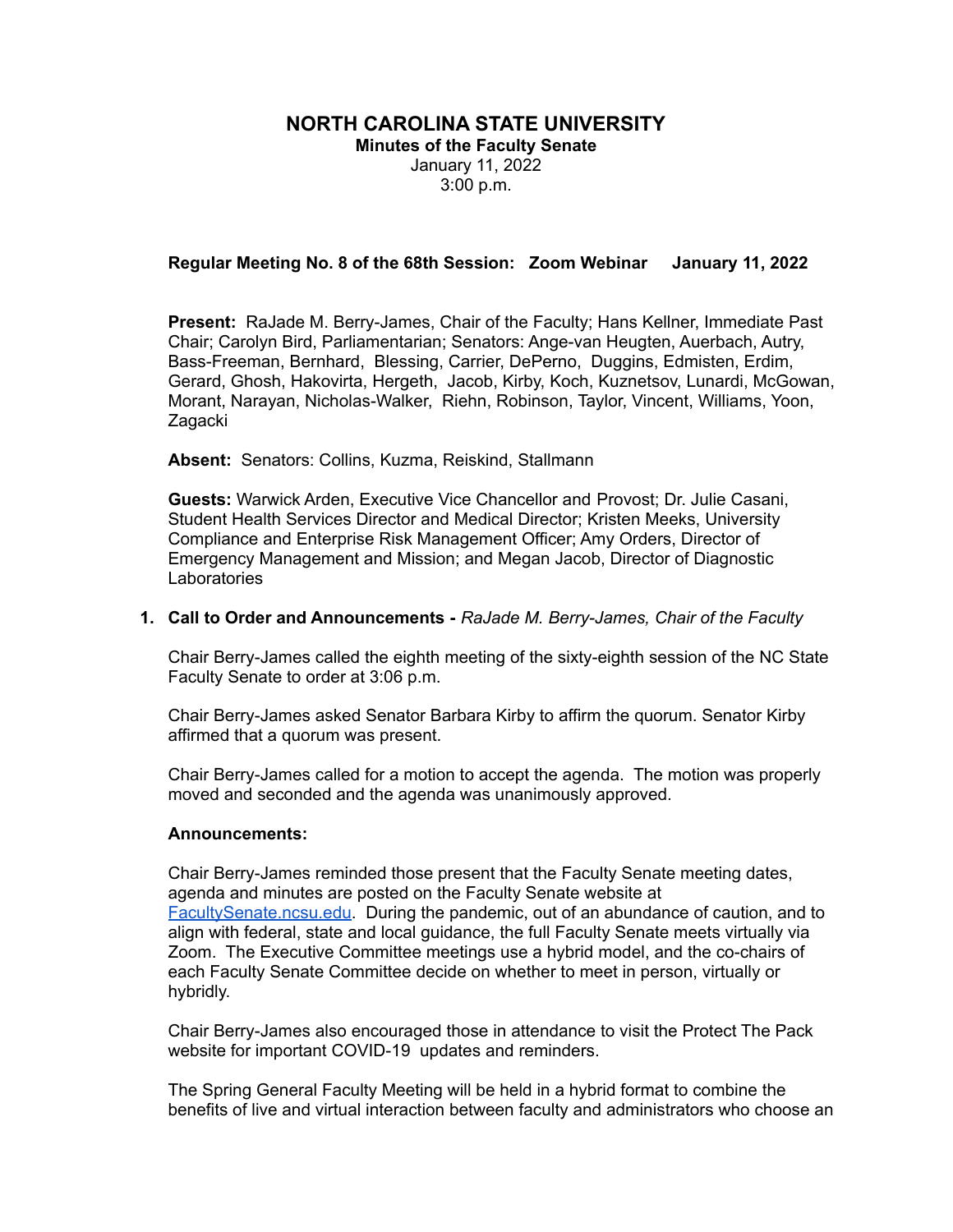# NORTH CAROLINA STATE UNIVERSITY

**Minutes of the Faculty Senate**
January 11, 2022
3:00 p.m.

**Regular Meeting No. 8 of the 68th Session: Zoom Webinar January 11, 2022**

**Present:** RaJade M. Berry-James, Chair of the Faculty; Hans Kellner, Immediate Past Chair; Carolyn Bird, Parliamentarian; Senators: Ange-van Heugten, Auerbach, Autry, Bass-Freeman, Bernhard, Blessing, Carrier, DePerno, Duggins, Edmisten, Erdim, Gerard, Ghosh, Hakovirta, Hergeth, Jacob, Kirby, Koch, Kuznetsov, Lunardi, McGowan, Morant, Narayan, Nicholas-Walker, Riehn, Robinson, Taylor, Vincent, Williams, Yoon, Zagacki

**Absent:** Senators: Collins, Kuzma, Reiskind, Stallmann

**Guests:** Warwick Arden, Executive Vice Chancellor and Provost; Dr. Julie Casani, Student Health Services Director and Medical Director; Kristen Meeks, University Compliance and Enterprise Risk Management Officer; Amy Orders, Director of Emergency Management and Mission; and Megan Jacob, Director of Diagnostic Laboratories

1. **Call to Order and Announcements -** *RaJade M. Berry-James, Chair of the Faculty*

   Chair Berry-James called the eighth meeting of the sixty-eighth session of the NC State Faculty Senate to order at 3:06 p.m.

   Chair Berry-James asked Senator Barbara Kirby to affirm the quorum. Senator Kirby affirmed that a quorum was present.

   Chair Berry-James called for a motion to accept the agenda. The motion was properly moved and seconded and the agenda was unanimously approved.

   **Announcements:**

   Chair Berry-James reminded those present that the Faculty Senate meeting dates, agenda and minutes are posted on the Faculty Senate website at FacultySenate.ncsu.edu. During the pandemic, out of an abundance of caution, and to align with federal, state and local guidance, the full Faculty Senate meets virtually via Zoom. The Executive Committee meetings use a hybrid model, and the co-chairs of each Faculty Senate Committee decide on whether to meet in person, virtually or hybridly.

   Chair Berry-James also encouraged those in attendance to visit the Protect The Pack website for important COVID-19 updates and reminders.

   The Spring General Faculty Meeting will be held in a hybrid format to combine the benefits of live and virtual interaction between faculty and administrators who choose an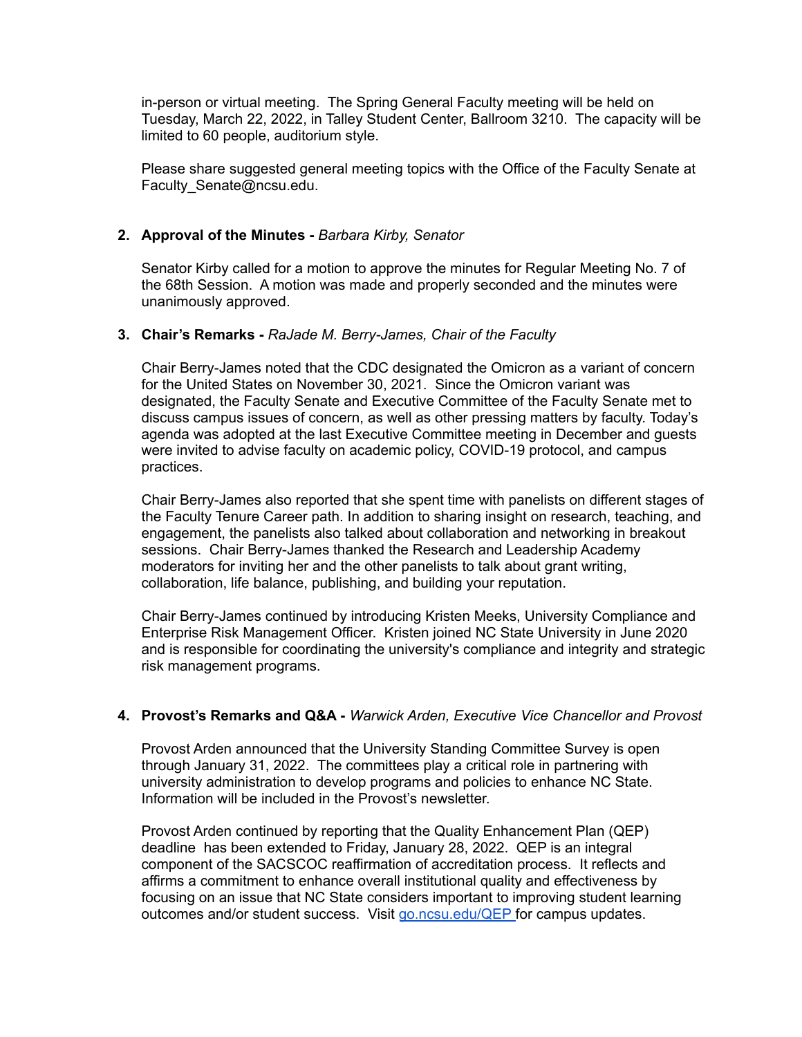in-person or virtual meeting. The Spring General Faculty meeting will be held on Tuesday, March 22, 2022, in Talley Student Center, Ballroom 3210. The capacity will be limited to 60 people, auditorium style.

Please share suggested general meeting topics with the Office of the Faculty Senate at Faculty_Senate@ncsu.edu.

2. **Approval of the Minutes -** *Barbara Kirby, Senator*

   Senator Kirby called for a motion to approve the minutes for Regular Meeting No. 7 of the 68th Session. A motion was made and properly seconded and the minutes were unanimously approved.

3. **Chair's Remarks -** *RaJade M. Berry-James, Chair of the Faculty*

   Chair Berry-James noted that the CDC designated the Omicron as a variant of concern for the United States on November 30, 2021. Since the Omicron variant was designated, the Faculty Senate and Executive Committee of the Faculty Senate met to discuss campus issues of concern, as well as other pressing matters by faculty. Today's agenda was adopted at the last Executive Committee meeting in December and guests were invited to advise faculty on academic policy, COVID-19 protocol, and campus practices.

   Chair Berry-James also reported that she spent time with panelists on different stages of the Faculty Tenure Career path. In addition to sharing insight on research, teaching, and engagement, the panelists also talked about collaboration and networking in breakout sessions. Chair Berry-James thanked the Research and Leadership Academy moderators for inviting her and the other panelists to talk about grant writing, collaboration, life balance, publishing, and building your reputation.

   Chair Berry-James continued by introducing Kristen Meeks, University Compliance and Enterprise Risk Management Officer. Kristen joined NC State University in June 2020 and is responsible for coordinating the university's compliance and integrity and strategic risk management programs.

4. **Provost's Remarks and Q&A -** *Warwick Arden, Executive Vice Chancellor and Provost*

   Provost Arden announced that the University Standing Committee Survey is open through January 31, 2022. The committees play a critical role in partnering with university administration to develop programs and policies to enhance NC State. Information will be included in the Provost's newsletter.

   Provost Arden continued by reporting that the Quality Enhancement Plan (QEP) deadline has been extended to Friday, January 28, 2022. QEP is an integral component of the SACSCOC reaffirmation of accreditation process. It reflects and affirms a commitment to enhance overall institutional quality and effectiveness by focusing on an issue that NC State considers important to improving student learning outcomes and/or student success. Visit [go.ncsu.edu/QEP](go.ncsu.edu/QEP) for campus updates.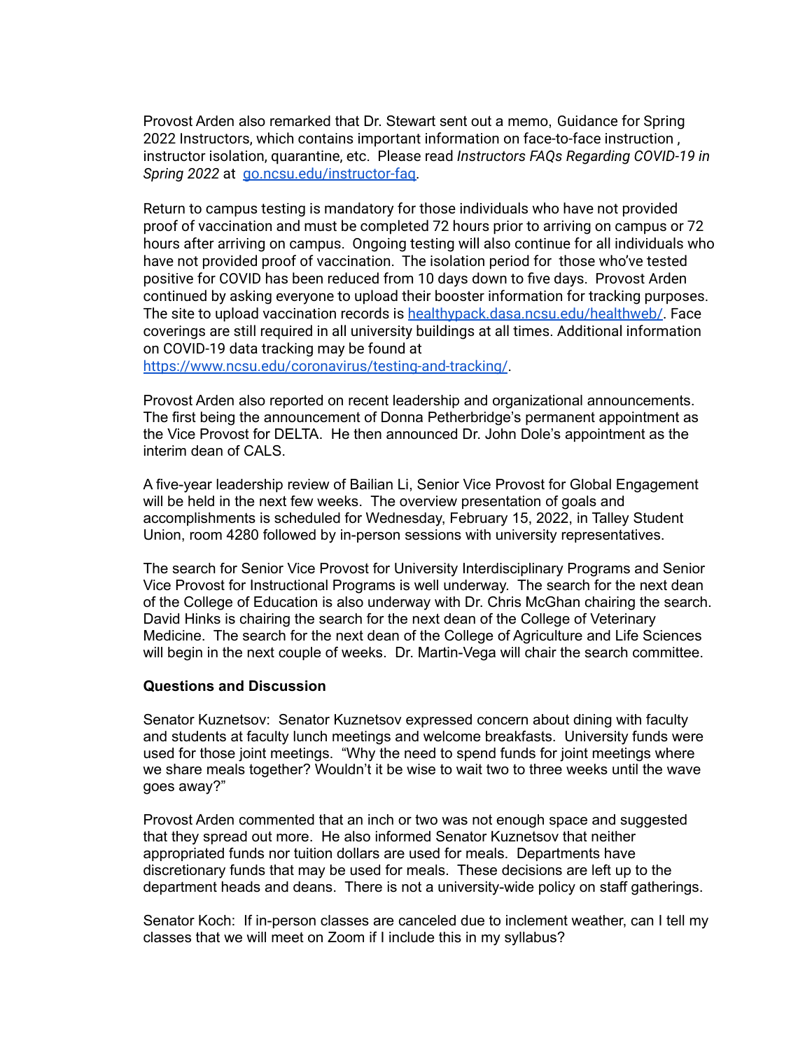Provost Arden also remarked that Dr. Stewart sent out a memo, Guidance for Spring 2022 Instructors, which contains important information on face-to-face instruction , instructor isolation, quarantine, etc. Please read *Instructors FAQs Regarding COVID-19 in Spring 2022* at [go.ncsu.edu/instructor-faq](go.ncsu.edu/instructor-faq).

Return to campus testing is mandatory for those individuals who have not provided proof of vaccination and must be completed 72 hours prior to arriving on campus or 72 hours after arriving on campus. Ongoing testing will also continue for all individuals who have not provided proof of vaccination. The isolation period for those who've tested positive for COVID has been reduced from 10 days down to five days. Provost Arden continued by asking everyone to upload their booster information for tracking purposes. The site to upload vaccination records is [healthypack.dasa.ncsu.edu/healthweb/](healthypack.dasa.ncsu.edu/healthweb/). Face coverings are still required in all university buildings at all times. Additional information on COVID-19 data tracking may be found at [https://www.ncsu.edu/coronavirus/testing-and-tracking/](https://www.ncsu.edu/coronavirus/testing-and-tracking/).

Provost Arden also reported on recent leadership and organizational announcements. The first being the announcement of Donna Petherbridge's permanent appointment as the Vice Provost for DELTA. He then announced Dr. John Dole's appointment as the interim dean of CALS.

A five-year leadership review of Bailian Li, Senior Vice Provost for Global Engagement will be held in the next few weeks. The overview presentation of goals and accomplishments is scheduled for Wednesday, February 15, 2022, in Talley Student Union, room 4280 followed by in-person sessions with university representatives.

The search for Senior Vice Provost for University Interdisciplinary Programs and Senior Vice Provost for Instructional Programs is well underway. The search for the next dean of the College of Education is also underway with Dr. Chris McGhan chairing the search. David Hinks is chairing the search for the next dean of the College of Veterinary Medicine. The search for the next dean of the College of Agriculture and Life Sciences will begin in the next couple of weeks. Dr. Martin-Vega will chair the search committee.

**Questions and Discussion**

Senator Kuznetsov: Senator Kuznetsov expressed concern about dining with faculty and students at faculty lunch meetings and welcome breakfasts. University funds were used for those joint meetings. "Why the need to spend funds for joint meetings where we share meals together? Wouldn't it be wise to wait two to three weeks until the wave goes away?"

Provost Arden commented that an inch or two was not enough space and suggested that they spread out more. He also informed Senator Kuznetsov that neither appropriated funds nor tuition dollars are used for meals. Departments have discretionary funds that may be used for meals. These decisions are left up to the department heads and deans. There is not a university-wide policy on staff gatherings.

Senator Koch: If in-person classes are canceled due to inclement weather, can I tell my classes that we will meet on Zoom if I include this in my syllabus?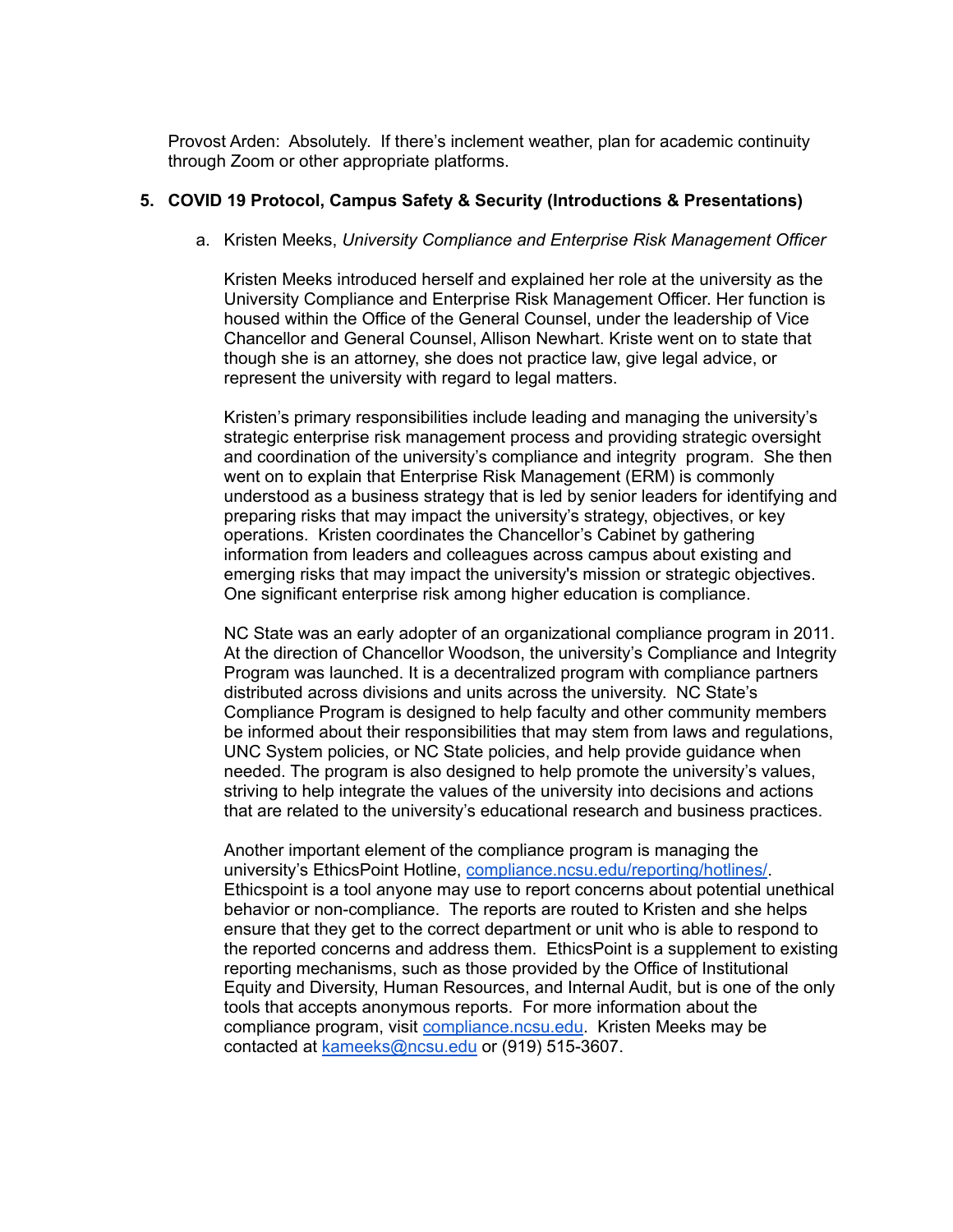Provost Arden: Absolutely. If there's inclement weather, plan for academic continuity through Zoom or other appropriate platforms.

5. **COVID 19 Protocol, Campus Safety & Security (Introductions & Presentations)**

   a. Kristen Meeks, *University Compliance and Enterprise Risk Management Officer*

      Kristen Meeks introduced herself and explained her role at the university as the University Compliance and Enterprise Risk Management Officer. Her function is housed within the Office of the General Counsel, under the leadership of Vice Chancellor and General Counsel, Allison Newhart. Kriste went on to state that though she is an attorney, she does not practice law, give legal advice, or represent the university with regard to legal matters.

      Kristen's primary responsibilities include leading and managing the university's strategic enterprise risk management process and providing strategic oversight and coordination of the university's compliance and integrity program. She then went on to explain that Enterprise Risk Management (ERM) is commonly understood as a business strategy that is led by senior leaders for identifying and preparing risks that may impact the university's strategy, objectives, or key operations. Kristen coordinates the Chancellor's Cabinet by gathering information from leaders and colleagues across campus about existing and emerging risks that may impact the university's mission or strategic objectives. One significant enterprise risk among higher education is compliance.

      NC State was an early adopter of an organizational compliance program in 2011. At the direction of Chancellor Woodson, the university's Compliance and Integrity Program was launched. It is a decentralized program with compliance partners distributed across divisions and units across the university. NC State's Compliance Program is designed to help faculty and other community members be informed about their responsibilities that may stem from laws and regulations, UNC System policies, or NC State policies, and help provide guidance when needed. The program is also designed to help promote the university's values, striving to help integrate the values of the university into decisions and actions that are related to the university's educational research and business practices.

      Another important element of the compliance program is managing the university's EthicsPoint Hotline, [compliance.ncsu.edu/reporting/hotlines/](compliance.ncsu.edu/reporting/hotlines/). Ethicspoint is a tool anyone may use to report concerns about potential unethical behavior or non-compliance. The reports are routed to Kristen and she helps ensure that they get to the correct department or unit who is able to respond to the reported concerns and address them. EthicsPoint is a supplement to existing reporting mechanisms, such as those provided by the Office of Institutional Equity and Diversity, Human Resources, and Internal Audit, but is one of the only tools that accepts anonymous reports. For more information about the compliance program, visit [compliance.ncsu.edu](compliance.ncsu.edu). Kristen Meeks may be contacted at [kameeks@ncsu.edu](mailto:kameeks@ncsu.edu) or (919) 515-3607.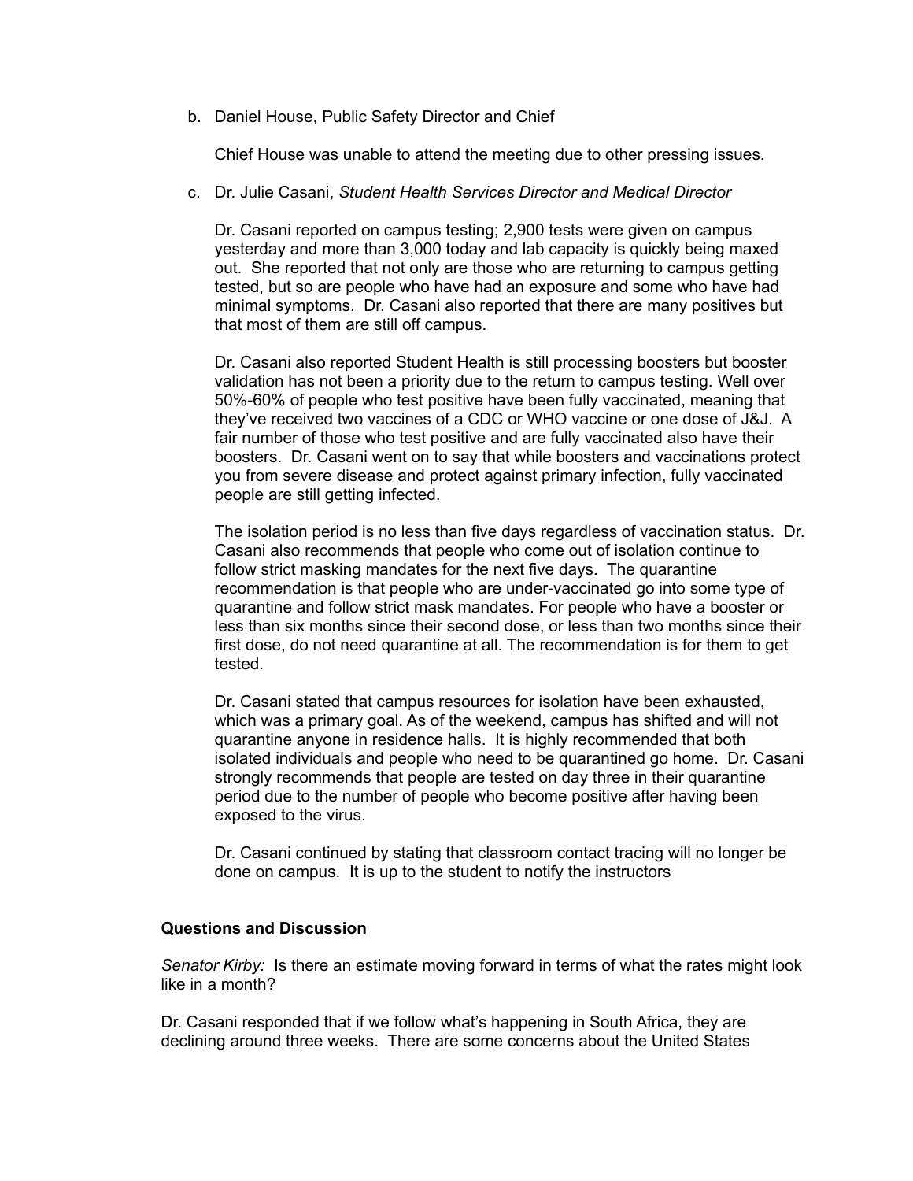b. Daniel House, Public Safety Director and Chief

   Chief House was unable to attend the meeting due to other pressing issues.

c. Dr. Julie Casani, *Student Health Services Director and Medical Director*

   Dr. Casani reported on campus testing; 2,900 tests were given on campus yesterday and more than 3,000 today and lab capacity is quickly being maxed out. She reported that not only are those who are returning to campus getting tested, but so are people who have had an exposure and some who have had minimal symptoms. Dr. Casani also reported that there are many positives but that most of them are still off campus.

   Dr. Casani also reported Student Health is still processing boosters but booster validation has not been a priority due to the return to campus testing. Well over 50%-60% of people who test positive have been fully vaccinated, meaning that they've received two vaccines of a CDC or WHO vaccine or one dose of J&J. A fair number of those who test positive and are fully vaccinated also have their boosters. Dr. Casani went on to say that while boosters and vaccinations protect you from severe disease and protect against primary infection, fully vaccinated people are still getting infected.

   The isolation period is no less than five days regardless of vaccination status. Dr. Casani also recommends that people who come out of isolation continue to follow strict masking mandates for the next five days. The quarantine recommendation is that people who are under-vaccinated go into some type of quarantine and follow strict mask mandates. For people who have a booster or less than six months since their second dose, or less than two months since their first dose, do not need quarantine at all. The recommendation is for them to get tested.

   Dr. Casani stated that campus resources for isolation have been exhausted, which was a primary goal. As of the weekend, campus has shifted and will not quarantine anyone in residence halls. It is highly recommended that both isolated individuals and people who need to be quarantined go home. Dr. Casani strongly recommends that people are tested on day three in their quarantine period due to the number of people who become positive after having been exposed to the virus.

   Dr. Casani continued by stating that classroom contact tracing will no longer be done on campus. It is up to the student to notify the instructors

**Questions and Discussion**

*Senator Kirby:* Is there an estimate moving forward in terms of what the rates might look like in a month?

Dr. Casani responded that if we follow what's happening in South Africa, they are declining around three weeks. There are some concerns about the United States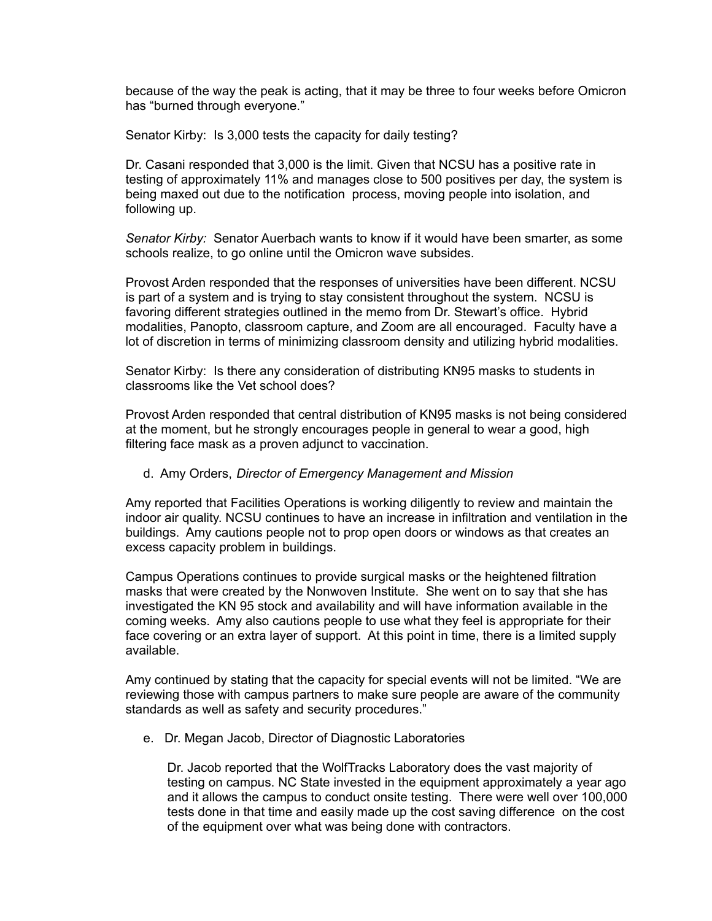because of the way the peak is acting, that it may be three to four weeks before Omicron has "burned through everyone."

Senator Kirby: Is 3,000 tests the capacity for daily testing?

Dr. Casani responded that 3,000 is the limit. Given that NCSU has a positive rate in testing of approximately 11% and manages close to 500 positives per day, the system is being maxed out due to the notification process, moving people into isolation, and following up.

*Senator Kirby:* Senator Auerbach wants to know if it would have been smarter, as some schools realize, to go online until the Omicron wave subsides.

Provost Arden responded that the responses of universities have been different. NCSU is part of a system and is trying to stay consistent throughout the system. NCSU is favoring different strategies outlined in the memo from Dr. Stewart's office. Hybrid modalities, Panopto, classroom capture, and Zoom are all encouraged. Faculty have a lot of discretion in terms of minimizing classroom density and utilizing hybrid modalities.

Senator Kirby: Is there any consideration of distributing KN95 masks to students in classrooms like the Vet school does?

Provost Arden responded that central distribution of KN95 masks is not being considered at the moment, but he strongly encourages people in general to wear a good, high filtering face mask as a proven adjunct to vaccination.

d. Amy Orders, *Director of Emergency Management and Mission*

Amy reported that Facilities Operations is working diligently to review and maintain the indoor air quality. NCSU continues to have an increase in infiltration and ventilation in the buildings. Amy cautions people not to prop open doors or windows as that creates an excess capacity problem in buildings.

Campus Operations continues to provide surgical masks or the heightened filtration masks that were created by the Nonwoven Institute. She went on to say that she has investigated the KN 95 stock and availability and will have information available in the coming weeks. Amy also cautions people to use what they feel is appropriate for their face covering or an extra layer of support. At this point in time, there is a limited supply available.

Amy continued by stating that the capacity for special events will not be limited. "We are reviewing those with campus partners to make sure people are aware of the community standards as well as safety and security procedures."

e. Dr. Megan Jacob, Director of Diagnostic Laboratories

Dr. Jacob reported that the WolfTracks Laboratory does the vast majority of testing on campus. NC State invested in the equipment approximately a year ago and it allows the campus to conduct onsite testing. There were well over 100,000 tests done in that time and easily made up the cost saving difference on the cost of the equipment over what was being done with contractors.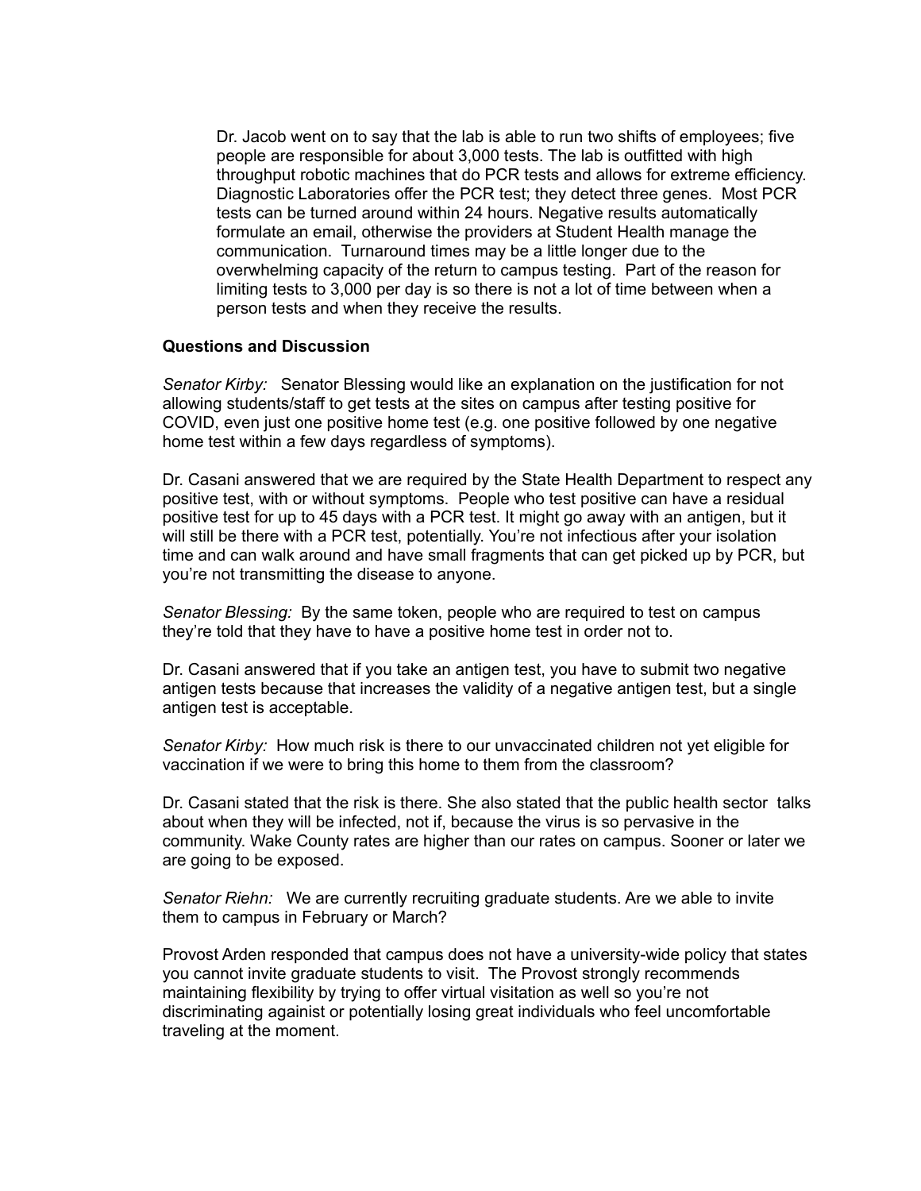Dr. Jacob went on to say that the lab is able to run two shifts of employees; five people are responsible for about 3,000 tests. The lab is outfitted with high throughput robotic machines that do PCR tests and allows for extreme efficiency. Diagnostic Laboratories offer the PCR test; they detect three genes. Most PCR tests can be turned around within 24 hours. Negative results automatically formulate an email, otherwise the providers at Student Health manage the communication. Turnaround times may be a little longer due to the overwhelming capacity of the return to campus testing. Part of the reason for limiting tests to 3,000 per day is so there is not a lot of time between when a person tests and when they receive the results.

**Questions and Discussion**

*Senator Kirby:* Senator Blessing would like an explanation on the justification for not allowing students/staff to get tests at the sites on campus after testing positive for COVID, even just one positive home test (e.g. one positive followed by one negative home test within a few days regardless of symptoms).

Dr. Casani answered that we are required by the State Health Department to respect any positive test, with or without symptoms. People who test positive can have a residual positive test for up to 45 days with a PCR test. It might go away with an antigen, but it will still be there with a PCR test, potentially. You're not infectious after your isolation time and can walk around and have small fragments that can get picked up by PCR, but you're not transmitting the disease to anyone.

*Senator Blessing:* By the same token, people who are required to test on campus they're told that they have to have a positive home test in order not to.

Dr. Casani answered that if you take an antigen test, you have to submit two negative antigen tests because that increases the validity of a negative antigen test, but a single antigen test is acceptable.

*Senator Kirby:* How much risk is there to our unvaccinated children not yet eligible for vaccination if we were to bring this home to them from the classroom?

Dr. Casani stated that the risk is there. She also stated that the public health sector talks about when they will be infected, not if, because the virus is so pervasive in the community. Wake County rates are higher than our rates on campus. Sooner or later we are going to be exposed.

*Senator Riehn:* We are currently recruiting graduate students. Are we able to invite them to campus in February or March?

Provost Arden responded that campus does not have a university-wide policy that states you cannot invite graduate students to visit. The Provost strongly recommends maintaining flexibility by trying to offer virtual visitation as well so you're not discriminating agaiinst or potentially losing great individuals who feel uncomfortable traveling at the moment.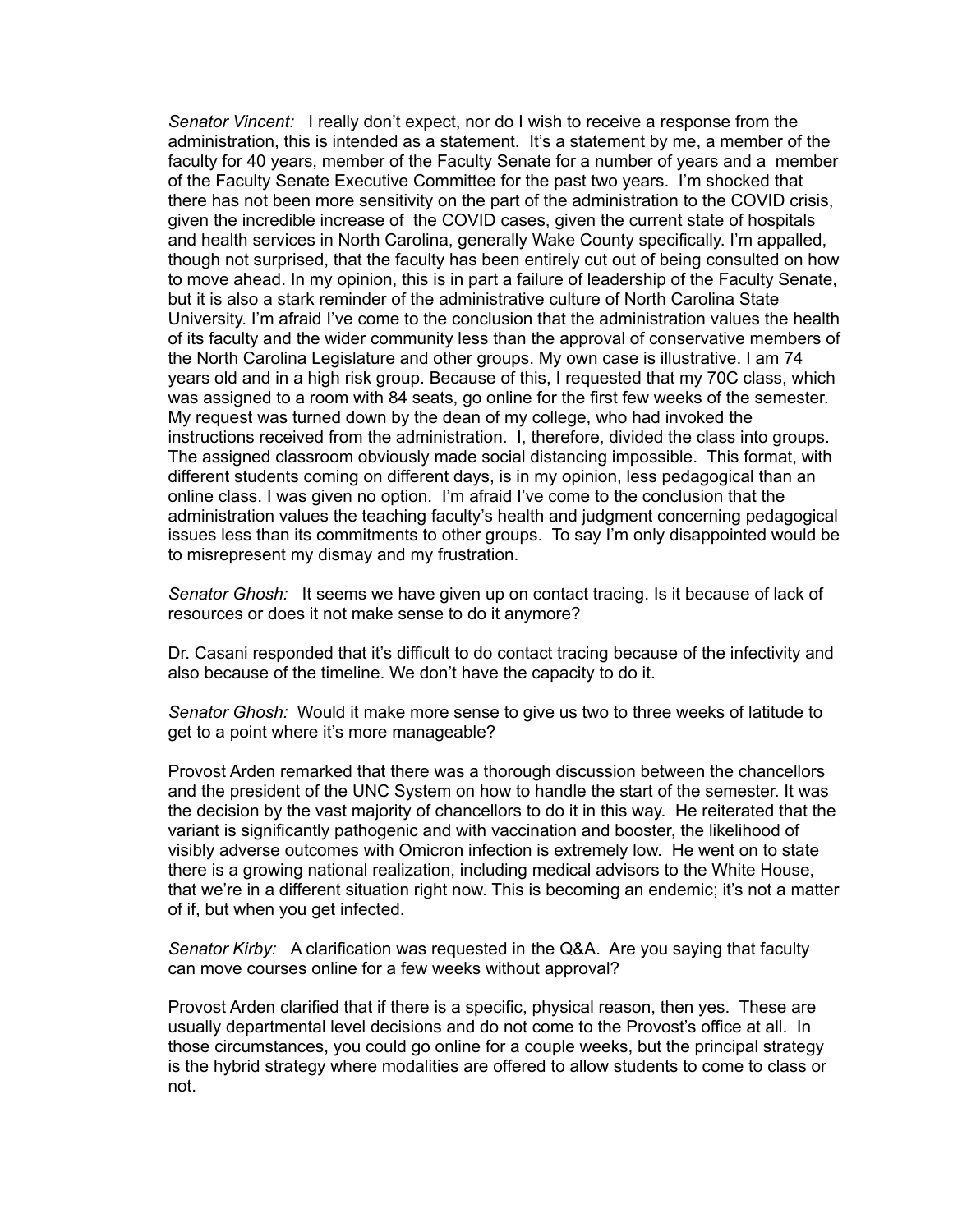*Senator Vincent:* I really don't expect, nor do I wish to receive a response from the administration, this is intended as a statement. It's a statement by me, a member of the faculty for 40 years, member of the Faculty Senate for a number of years and a member of the Faculty Senate Executive Committee for the past two years. I'm shocked that there has not been more sensitivity on the part of the administration to the COVID crisis, given the incredible increase of the COVID cases, given the current state of hospitals and health services in North Carolina, generally Wake County specifically. I'm appalled, though not surprised, that the faculty has been entirely cut out of being consulted on how to move ahead. In my opinion, this is in part a failure of leadership of the Faculty Senate, but it is also a stark reminder of the administrative culture of North Carolina State University. I'm afraid I've come to the conclusion that the administration values the health of its faculty and the wider community less than the approval of conservative members of the North Carolina Legislature and other groups. My own case is illustrative. I am 74 years old and in a high risk group. Because of this, I requested that my 70C class, which was assigned to a room with 84 seats, go online for the first few weeks of the semester. My request was turned down by the dean of my college, who had invoked the instructions received from the administration. I, therefore, divided the class into groups. The assigned classroom obviously made social distancing impossible. This format, with different students coming on different days, is in my opinion, less pedagogical than an online class. I was given no option. I'm afraid I've come to the conclusion that the administration values the teaching faculty's health and judgment concerning pedagogical issues less than its commitments to other groups. To say I'm only disappointed would be to misrepresent my dismay and my frustration.

*Senator Ghosh:* It seems we have given up on contact tracing. Is it because of lack of resources or does it not make sense to do it anymore?

Dr. Casani responded that it's difficult to do contact tracing because of the infectivity and also because of the timeline. We don't have the capacity to do it.

*Senator Ghosh:* Would it make more sense to give us two to three weeks of latitude to get to a point where it's more manageable?

Provost Arden remarked that there was a thorough discussion between the chancellors and the president of the UNC System on how to handle the start of the semester. It was the decision by the vast majority of chancellors to do it in this way. He reiterated that the variant is significantly pathogenic and with vaccination and booster, the likelihood of visibly adverse outcomes with Omicron infection is extremely low. He went on to state there is a growing national realization, including medical advisors to the White House, that we're in a different situation right now. This is becoming an endemic; it's not a matter of if, but when you get infected.

*Senator Kirby:* A clarification was requested in the Q&A. Are you saying that faculty can move courses online for a few weeks without approval?

Provost Arden clarified that if there is a specific, physical reason, then yes. These are usually departmental level decisions and do not come to the Provost's office at all. In those circumstances, you could go online for a couple weeks, but the principal strategy is the hybrid strategy where modalities are offered to allow students to come to class or not.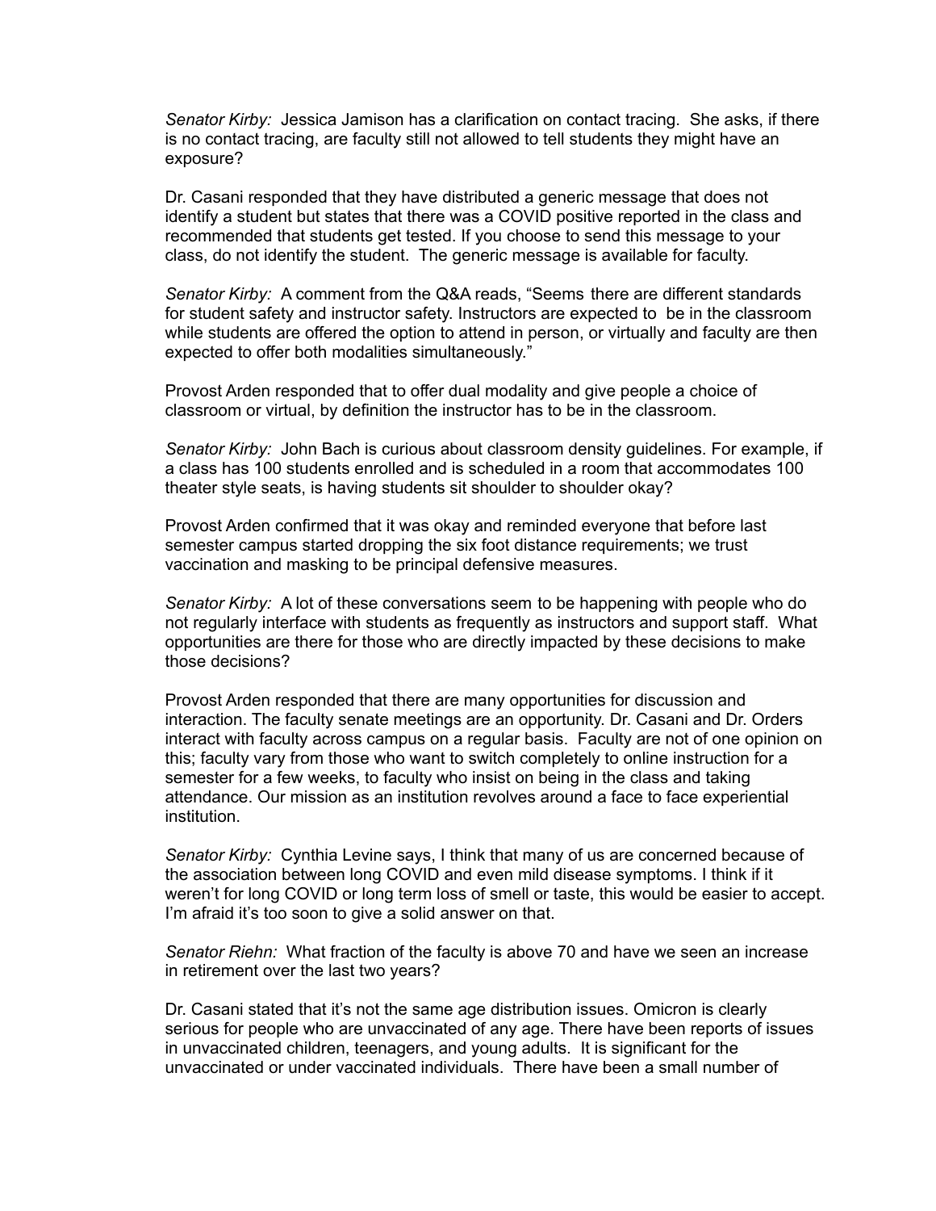*Senator Kirby:* Jessica Jamison has a clarification on contact tracing. She asks, if there is no contact tracing, are faculty still not allowed to tell students they might have an exposure?

Dr. Casani responded that they have distributed a generic message that does not identify a student but states that there was a COVID positive reported in the class and recommended that students get tested. If you choose to send this message to your class, do not identify the student. The generic message is available for faculty.

*Senator Kirby:* A comment from the Q&A reads, "Seems there are different standards for student safety and instructor safety. Instructors are expected to be in the classroom while students are offered the option to attend in person, or virtually and faculty are then expected to offer both modalities simultaneously."

Provost Arden responded that to offer dual modality and give people a choice of classroom or virtual, by definition the instructor has to be in the classroom.

*Senator Kirby:* John Bach is curious about classroom density guidelines. For example, if a class has 100 students enrolled and is scheduled in a room that accommodates 100 theater style seats, is having students sit shoulder to shoulder okay?

Provost Arden confirmed that it was okay and reminded everyone that before last semester campus started dropping the six foot distance requirements; we trust vaccination and masking to be principal defensive measures.

*Senator Kirby:* A lot of these conversations seem to be happening with people who do not regularly interface with students as frequently as instructors and support staff. What opportunities are there for those who are directly impacted by these decisions to make those decisions?

Provost Arden responded that there are many opportunities for discussion and interaction. The faculty senate meetings are an opportunity. Dr. Casani and Dr. Orders interact with faculty across campus on a regular basis. Faculty are not of one opinion on this; faculty vary from those who want to switch completely to online instruction for a semester for a few weeks, to faculty who insist on being in the class and taking attendance. Our mission as an institution revolves around a face to face experiential institution.

*Senator Kirby:* Cynthia Levine says, I think that many of us are concerned because of the association between long COVID and even mild disease symptoms. I think if it weren't for long COVID or long term loss of smell or taste, this would be easier to accept. I'm afraid it's too soon to give a solid answer on that.

*Senator Riehn:* What fraction of the faculty is above 70 and have we seen an increase in retirement over the last two years?

Dr. Casani stated that it's not the same age distribution issues. Omicron is clearly serious for people who are unvaccinated of any age. There have been reports of issues in unvaccinated children, teenagers, and young adults. It is significant for the unvaccinated or under vaccinated individuals. There have been a small number of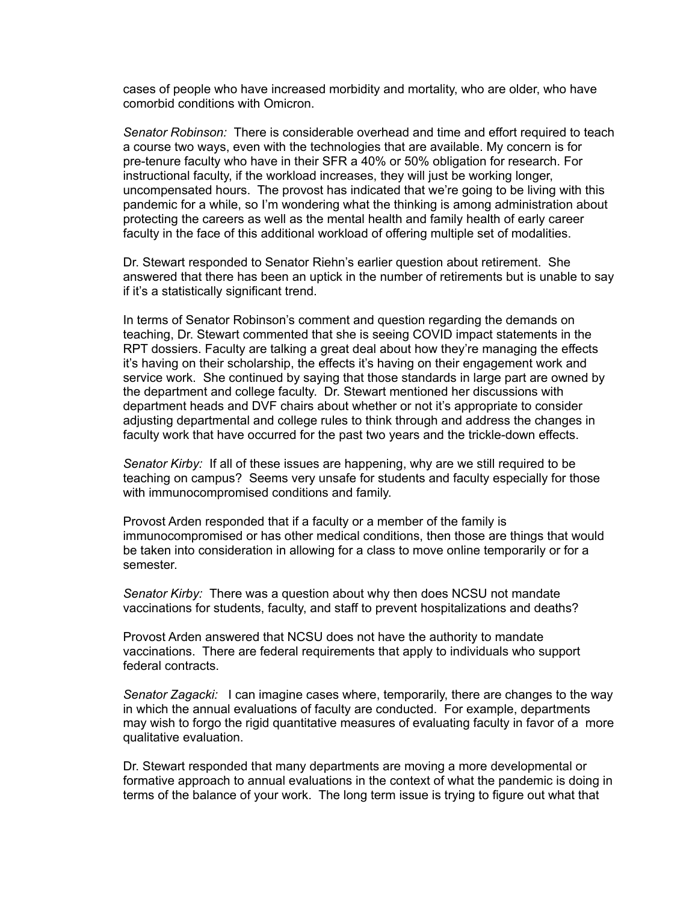cases of people who have increased morbidity and mortality, who are older, who have comorbid conditions with Omicron.

*Senator Robinson:* There is considerable overhead and time and effort required to teach a course two ways, even with the technologies that are available. My concern is for pre-tenure faculty who have in their SFR a 40% or 50% obligation for research. For instructional faculty, if the workload increases, they will just be working longer, uncompensated hours. The provost has indicated that we're going to be living with this pandemic for a while, so I'm wondering what the thinking is among administration about protecting the careers as well as the mental health and family health of early career faculty in the face of this additional workload of offering multiple set of modalities.

Dr. Stewart responded to Senator Riehn's earlier question about retirement. She answered that there has been an uptick in the number of retirements but is unable to say if it's a statistically significant trend.

In terms of Senator Robinson's comment and question regarding the demands on teaching, Dr. Stewart commented that she is seeing COVID impact statements in the RPT dossiers. Faculty are talking a great deal about how they're managing the effects it's having on their scholarship, the effects it's having on their engagement work and service work. She continued by saying that those standards in large part are owned by the department and college faculty. Dr. Stewart mentioned her discussions with department heads and DVF chairs about whether or not it's appropriate to consider adjusting departmental and college rules to think through and address the changes in faculty work that have occurred for the past two years and the trickle-down effects.

*Senator Kirby:* If all of these issues are happening, why are we still required to be teaching on campus? Seems very unsafe for students and faculty especially for those with immunocompromised conditions and family.

Provost Arden responded that if a faculty or a member of the family is immunocompromised or has other medical conditions, then those are things that would be taken into consideration in allowing for a class to move online temporarily or for a semester.

*Senator Kirby:* There was a question about why then does NCSU not mandate vaccinations for students, faculty, and staff to prevent hospitalizations and deaths?

Provost Arden answered that NCSU does not have the authority to mandate vaccinations. There are federal requirements that apply to individuals who support federal contracts.

*Senator Zagacki:* I can imagine cases where, temporarily, there are changes to the way in which the annual evaluations of faculty are conducted. For example, departments may wish to forgo the rigid quantitative measures of evaluating faculty in favor of a more qualitative evaluation.

Dr. Stewart responded that many departments are moving a more developmental or formative approach to annual evaluations in the context of what the pandemic is doing in terms of the balance of your work. The long term issue is trying to figure out what that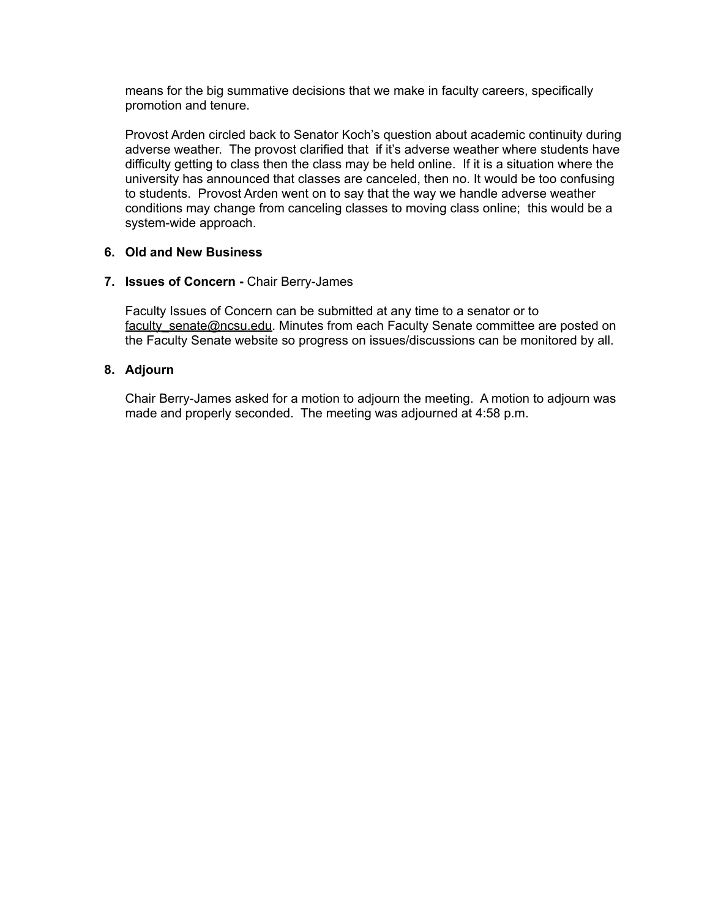means for the big summative decisions that we make in faculty careers, specifically promotion and tenure.

Provost Arden circled back to Senator Koch's question about academic continuity during adverse weather. The provost clarified that if it's adverse weather where students have difficulty getting to class then the class may be held online. If it is a situation where the university has announced that classes are canceled, then no. It would be too confusing to students. Provost Arden went on to say that the way we handle adverse weather conditions may change from canceling classes to moving class online; this would be a system-wide approach.

**6. Old and New Business**

**7. Issues of Concern -** Chair Berry-James

Faculty Issues of Concern can be submitted at any time to a senator or to faculty_senate@ncsu.edu. Minutes from each Faculty Senate committee are posted on the Faculty Senate website so progress on issues/discussions can be monitored by all.

**8. Adjourn**

Chair Berry-James asked for a motion to adjourn the meeting. A motion to adjourn was made and properly seconded. The meeting was adjourned at 4:58 p.m.